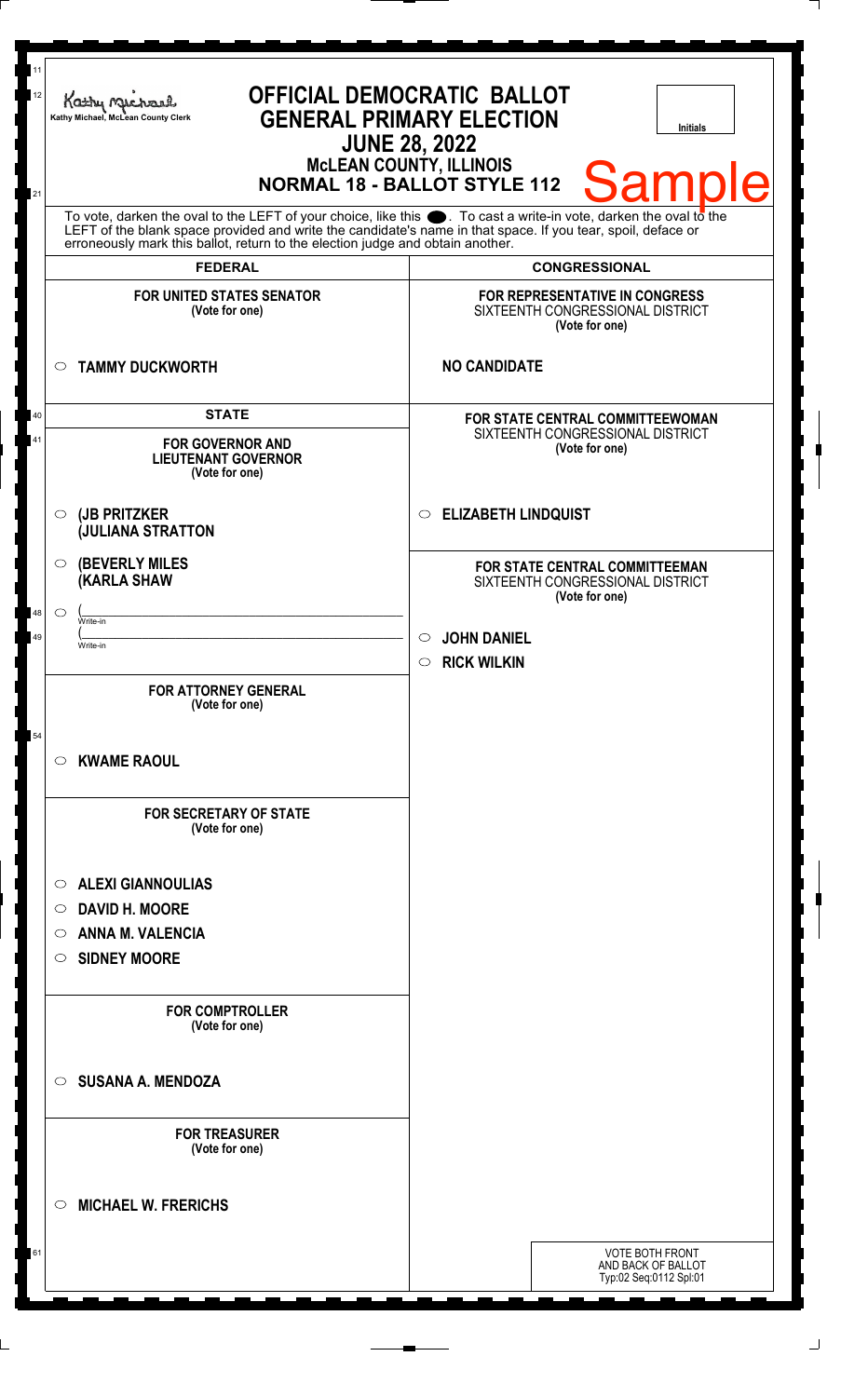Kathy Michael, McLean County Clerk

# OFFICIAL DEMOCRATIC BALLOT
## GENERAL PRIMARY ELECTION
## JUNE 28, 2022
## McLEAN COUNTY, ILLINOIS
## NORMAL 18 - BALLOT STYLE 112

Initials

Sample

To vote, darken the oval to the LEFT of your choice, like this ⬬. To cast a write-in vote, darken the oval to the LEFT of the blank space provided and write the candidate's name in that space. If you tear, spoil, deface or erroneously mark this ballot, return to the election judge and obtain another.

## FEDERAL

**FOR UNITED STATES SENATOR**
**(Vote for one)**

○ **TAMMY DUCKWORTH**

## STATE

**FOR GOVERNOR AND LIEUTENANT GOVERNOR**
**(Vote for one)**

○ **(JB PRITZKER**
**(JULIANA STRATTON**

○ **(BEVERLY MILES**
**(KARLA SHAW**

○ (\_\_\_\_\_\_\_\_\_\_\_\_\_\_\_\_\_\_\_\_
Write-in
(\_\_\_\_\_\_\_\_\_\_\_\_\_\_\_\_\_\_\_\_
Write-in

**FOR ATTORNEY GENERAL**
**(Vote for one)**

○ **KWAME RAOUL**

**FOR SECRETARY OF STATE**
**(Vote for one)**

○ **ALEXI GIANNOULIAS**
○ **DAVID H. MOORE**
○ **ANNA M. VALENCIA**
○ **SIDNEY MOORE**

**FOR COMPTROLLER**
**(Vote for one)**

○ **SUSANA A. MENDOZA**

**FOR TREASURER**
**(Vote for one)**

○ **MICHAEL W. FRERICHS**

## CONGRESSIONAL

**FOR REPRESENTATIVE IN CONGRESS**
SIXTEENTH CONGRESSIONAL DISTRICT
**(Vote for one)**

**NO CANDIDATE**

**FOR STATE CENTRAL COMMITTEEWOMAN**
SIXTEENTH CONGRESSIONAL DISTRICT
**(Vote for one)**

○ **ELIZABETH LINDQUIST**

**FOR STATE CENTRAL COMMITTEEMAN**
SIXTEENTH CONGRESSIONAL DISTRICT
**(Vote for one)**

○ **JOHN DANIEL**
○ **RICK WILKIN**

VOTE BOTH FRONT AND BACK OF BALLOT
Typ:02 Seq:0112 Spl:01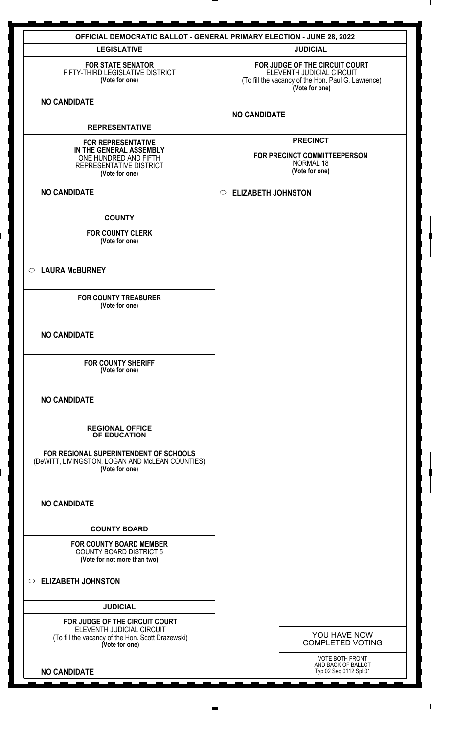# OFFICIAL DEMOCRATIC BALLOT - GENERAL PRIMARY ELECTION - JUNE 28, 2022

## LEGISLATIVE

**FOR STATE SENATOR**
FIFTY-THIRD LEGISLATIVE DISTRICT
**(Vote for one)**

**NO CANDIDATE**

## REPRESENTATIVE

**FOR REPRESENTATIVE IN THE GENERAL ASSEMBLY**
ONE HUNDRED AND FIFTH REPRESENTATIVE DISTRICT
**(Vote for one)**

**NO CANDIDATE**

## COUNTY

**FOR COUNTY CLERK**
**(Vote for one)**

○ **LAURA McBURNEY**

**FOR COUNTY TREASURER**
**(Vote for one)**

**NO CANDIDATE**

**FOR COUNTY SHERIFF**
**(Vote for one)**

**NO CANDIDATE**

## REGIONAL OFFICE OF EDUCATION

**FOR REGIONAL SUPERINTENDENT OF SCHOOLS**
(DeWITT, LIVINGSTON, LOGAN AND McLEAN COUNTIES)
**(Vote for one)**

**NO CANDIDATE**

## COUNTY BOARD

**FOR COUNTY BOARD MEMBER**
COUNTY BOARD DISTRICT 5
**(Vote for not more than two)**

○ **ELIZABETH JOHNSTON**

## JUDICIAL

**FOR JUDGE OF THE CIRCUIT COURT**
ELEVENTH JUDICIAL CIRCUIT
(To fill the vacancy of the Hon. Scott Drazewski)
**(Vote for one)**

**NO CANDIDATE**

## JUDICIAL

**FOR JUDGE OF THE CIRCUIT COURT**
ELEVENTH JUDICIAL CIRCUIT
(To fill the vacancy of the Hon. Paul G. Lawrence)
**(Vote for one)**

**NO CANDIDATE**

## PRECINCT

**FOR PRECINCT COMMITTEEPERSON**
NORMAL 18
**(Vote for one)**

○ **ELIZABETH JOHNSTON**

YOU HAVE NOW COMPLETED VOTING

VOTE BOTH FRONT AND BACK OF BALLOT
Typ:02 Seq:0112 Spl:01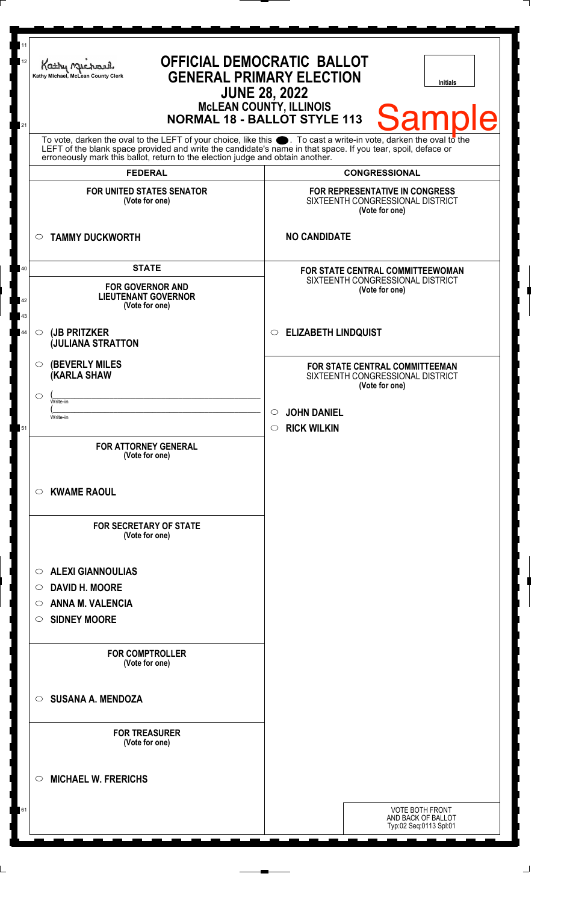Kathy Michael, McLean County Clerk

# OFFICIAL DEMOCRATIC BALLOT
## GENERAL PRIMARY ELECTION
## JUNE 28, 2022
### McLEAN COUNTY, ILLINOIS
### NORMAL 18 - BALLOT STYLE 113

Initials

Sample

To vote, darken the oval to the LEFT of your choice, like this ●. To cast a write-in vote, darken the oval to the LEFT of the blank space provided and write the candidate's name in that space. If you tear, spoil, deface or erroneously mark this ballot, return to the election judge and obtain another.

## FEDERAL

**FOR UNITED STATES SENATOR**
**(Vote for one)**

○ **TAMMY DUCKWORTH**

## STATE

**FOR GOVERNOR AND LIEUTENANT GOVERNOR**
**(Vote for one)**

○ **(JB PRITZKER**
**(JULIANA STRATTON**

○ **(BEVERLY MILES**
**(KARLA SHAW**

○ (______________________ Write-in
(______________________ Write-in

**FOR ATTORNEY GENERAL**
**(Vote for one)**

○ **KWAME RAOUL**

**FOR SECRETARY OF STATE**
**(Vote for one)**

○ **ALEXI GIANNOULIAS**
○ **DAVID H. MOORE**
○ **ANNA M. VALENCIA**
○ **SIDNEY MOORE**

**FOR COMPTROLLER**
**(Vote for one)**

○ **SUSANA A. MENDOZA**

**FOR TREASURER**
**(Vote for one)**

○ **MICHAEL W. FRERICHS**

## CONGRESSIONAL

**FOR REPRESENTATIVE IN CONGRESS**
SIXTEENTH CONGRESSIONAL DISTRICT
**(Vote for one)**

**NO CANDIDATE**

**FOR STATE CENTRAL COMMITTEEWOMAN**
SIXTEENTH CONGRESSIONAL DISTRICT
**(Vote for one)**

○ **ELIZABETH LINDQUIST**

**FOR STATE CENTRAL COMMITTEEMAN**
SIXTEENTH CONGRESSIONAL DISTRICT
**(Vote for one)**

○ **JOHN DANIEL**
○ **RICK WILKIN**

VOTE BOTH FRONT AND BACK OF BALLOT
Typ:02 Seq:0113 Spl:01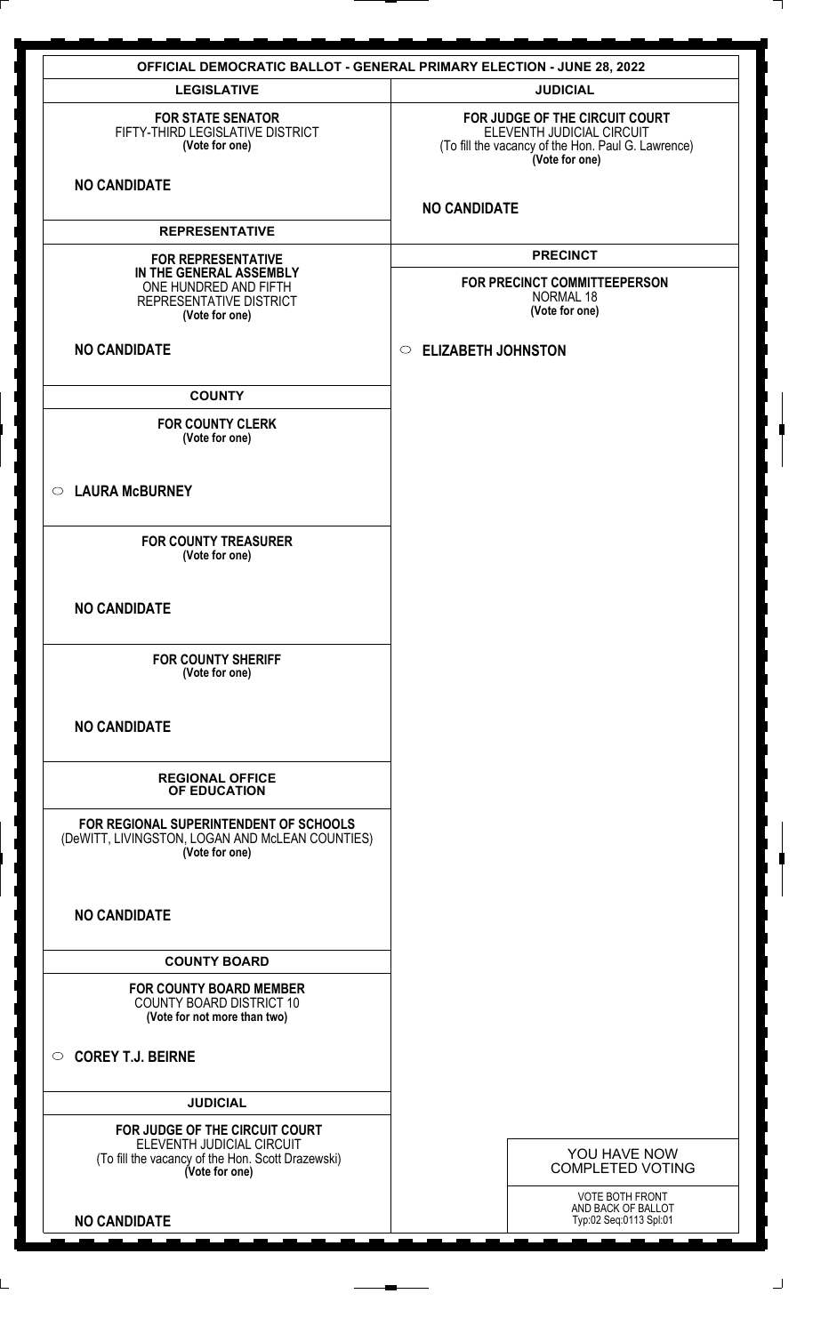# OFFICIAL DEMOCRATIC BALLOT - GENERAL PRIMARY ELECTION - JUNE 28, 2022

## LEGISLATIVE

**FOR STATE SENATOR**
FIFTY-THIRD LEGISLATIVE DISTRICT
**(Vote for one)**

**NO CANDIDATE**

## REPRESENTATIVE

**FOR REPRESENTATIVE IN THE GENERAL ASSEMBLY**
ONE HUNDRED AND FIFTH REPRESENTATIVE DISTRICT
**(Vote for one)**

**NO CANDIDATE**

## COUNTY

**FOR COUNTY CLERK**
**(Vote for one)**

○ **LAURA McBURNEY**

**FOR COUNTY TREASURER**
**(Vote for one)**

**NO CANDIDATE**

**FOR COUNTY SHERIFF**
**(Vote for one)**

**NO CANDIDATE**

## REGIONAL OFFICE OF EDUCATION

**FOR REGIONAL SUPERINTENDENT OF SCHOOLS**
(DeWITT, LIVINGSTON, LOGAN AND McLEAN COUNTIES)
**(Vote for one)**

**NO CANDIDATE**

## COUNTY BOARD

**FOR COUNTY BOARD MEMBER**
COUNTY BOARD DISTRICT 10
**(Vote for not more than two)**

○ **COREY T.J. BEIRNE**

## JUDICIAL

**FOR JUDGE OF THE CIRCUIT COURT**
ELEVENTH JUDICIAL CIRCUIT
(To fill the vacancy of the Hon. Scott Drazewski)
**(Vote for one)**

**NO CANDIDATE**

## JUDICIAL

**FOR JUDGE OF THE CIRCUIT COURT**
ELEVENTH JUDICIAL CIRCUIT
(To fill the vacancy of the Hon. Paul G. Lawrence)
**(Vote for one)**

**NO CANDIDATE**

## PRECINCT

**FOR PRECINCT COMMITTEEPERSON**
NORMAL 18
**(Vote for one)**

○ **ELIZABETH JOHNSTON**

YOU HAVE NOW COMPLETED VOTING

VOTE BOTH FRONT AND BACK OF BALLOT
Typ:02 Seq:0113 Spl:01